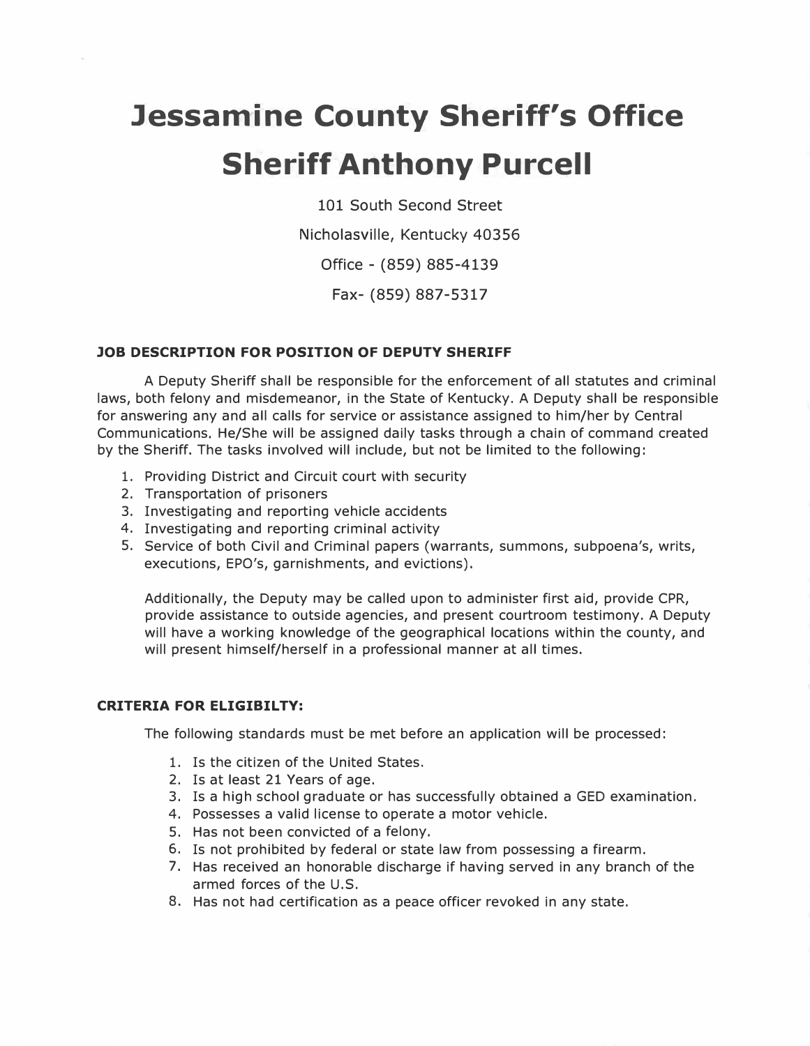# Jessamine County Sheriff's Office
# Sheriff Anthony Purcell

101 South Second Street

Nicholasville, Kentucky 40356

Office - (859) 885-4139

Fax- (859) 887-5317

### JOB DESCRIPTION FOR POSITION OF DEPUTY SHERIFF

A Deputy Sheriff shall be responsible for the enforcement of all statutes and criminal laws, both felony and misdemeanor, in the State of Kentucky. A Deputy shall be responsible for answering any and all calls for service or assistance assigned to him/her by Central Communications. He/She will be assigned daily tasks through a chain of command created by the Sheriff. The tasks involved will include, but not be limited to the following:

1. Providing District and Circuit court with security
2. Transportation of prisoners
3. Investigating and reporting vehicle accidents
4. Investigating and reporting criminal activity
5. Service of both Civil and Criminal papers (warrants, summons, subpoena's, writs, executions, EPO's, garnishments, and evictions).

Additionally, the Deputy may be called upon to administer first aid, provide CPR, provide assistance to outside agencies, and present courtroom testimony. A Deputy will have a working knowledge of the geographical locations within the county, and will present himself/herself in a professional manner at all times.

### CRITERIA FOR ELIGIBILTY:

The following standards must be met before an application will be processed:

1. Is the citizen of the United States.
2. Is at least 21 Years of age.
3. Is a high school graduate or has successfully obtained a GED examination.
4. Possesses a valid license to operate a motor vehicle.
5. Has not been convicted of a felony.
6. Is not prohibited by federal or state law from possessing a firearm.
7. Has received an honorable discharge if having served in any branch of the armed forces of the U.S.
8. Has not had certification as a peace officer revoked in any state.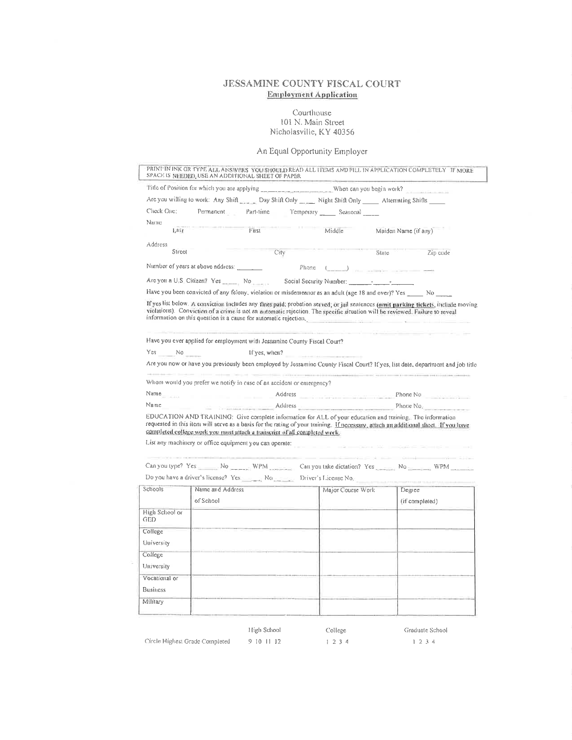# JESSAMINE COUNTY FISCAL COURT

## Employment Application

Courthouse
101 N. Main Street
Nicholasville, KY 40356

An Equal Opportunity Employer

PRINT IN INK OR TYPE ALL ANSWERS. YOU SHOULD READ ALL ITEMS AND FILL IN APPLICATION COMPLETELY. IF MORE SPACE IS NEEDED, USE AN ADDITIONAL SHEET OF PAPER.

Title of Position for which you are applying ____________________ When can you begin work? __________

Are you willing to work: Any Shift ____ Day Shift Only ____ Night Shift Only _____ Alternating Shifts _____

Check One: Permanent ____ Part-time ____ Temporary _____ Seasonal _____

Name ______________________________________________________________
Last First Middle Maiden Name (if any)

Address ______________________________________________________________
Street City State Zip code

Number of years at above address: ________ Phone (_____) ____________

Are you a U.S. Citizen? Yes ____ No ____ Social Security Number: _______-_____-_______

Have you been convicted of any felony, violation or misdemeanor as an adult (age 18 and over)? Yes _____ No _____

If yes list below. A conviction includes any fines paid; probation served, or jail sentences (omit parking tickets, include moving violations). Conviction of a crime is not an automatic rejection. The specific situation will be reviewed. Failure to reveal information on this question is a cause for automatic rejection. ______________________________

______________________________________________________________

Have you ever applied for employment with Jessamine County Fiscal Court?

Yes _____ No _____ If yes, when? ____________

Are you now or have you previously been employed by Jessamine County Fiscal Court? If yes, list date, department and job title

______________________________________________________________

Whom would you prefer we notify in case of an accident or emergency?

Name ______________ Address ______________________ Phone No. __________

Name ______________ Address ______________________ Phone No. __________

EDUCATION AND TRAINING: Give complete information for ALL of your education and training. The information requested in this item will serve as a basis for the rating of your training. If necessary, attach an additional sheet. If you have completed college work you must attach a transcript of all completed work.

List any machinery or office equipment you can operate: ______________________________

______________________________________________________________

Can you type? Yes _____ No _____ WPM _____ Can you take dictation? Yes _____ No _____ WPM _____

Do you have a driver's license? Yes _____ No _____ Driver's License No. ____________

| Schools | Name and Address of School | Major Course Work | Degree (if completed) |
|---|---|---|---|
| High School or GED | | | |
| College University | | | |
| College University | | | |
| Vocational or Business | | | |
| Military | | | |

| | High School | College | Graduate School |
|---|---|---|---|
| Circle Highest Grade Completed | 9 10 11 12 | 1 2 3 4 | 1 2 3 4 |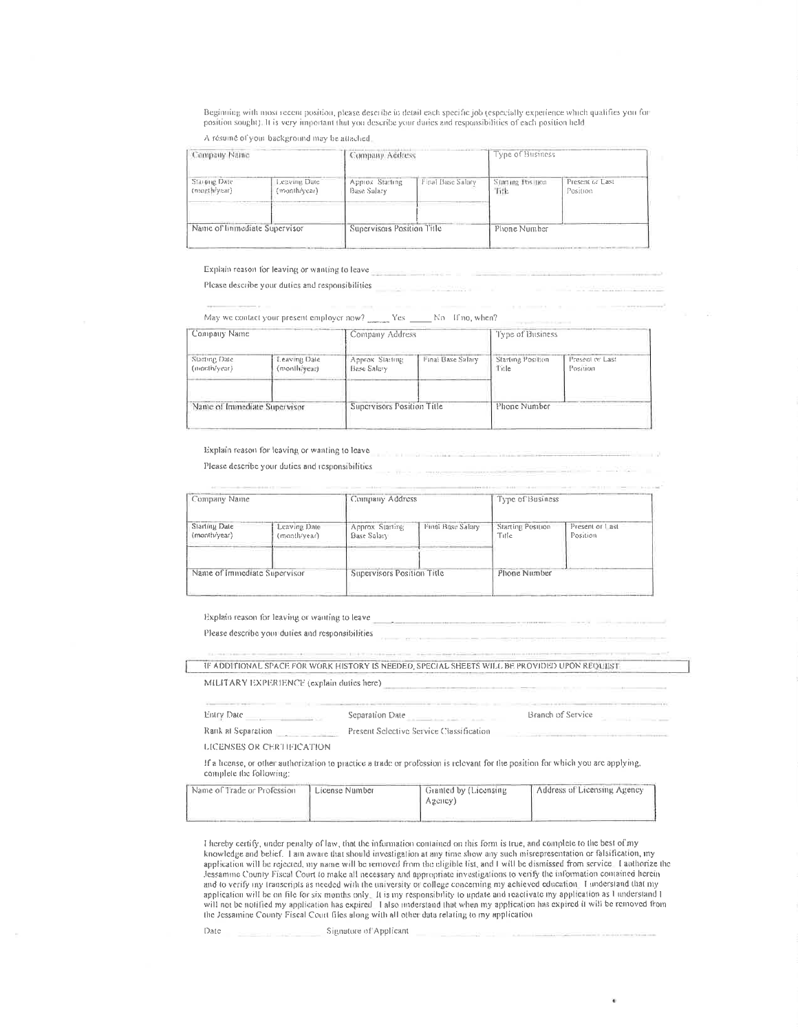Beginning with most recent position, please describe in detail each specific job (especially experience which qualifies you for position sought). It is very important that you describe your duties and responsibilities of each position held.

A résumé of your background may be attached.

| Company Name | | Company Address | | Type of Business | |
|---|---|---|---|---|---|
| Starting Date (month/year) | Leaving Date (month/year) | Approx. Starting Base Salary | Final Base Salary | Starting Position Title | Present or Last Position |
| | | | | | |
| Name of Immediate Supervisor | | Supervisors Position Title | | Phone Number | |

Explain reason for leaving or wanting to leave \_\_\_\_\_\_\_\_\_\_\_\_\_\_\_\_\_\_\_\_

Please describe your duties and responsibilities \_\_\_\_\_\_\_\_\_\_\_\_\_\_\_\_\_\_\_\_

May we contact your present employer now? \_\_\_\_\_ Yes \_\_\_\_\_ No If no, when? \_\_\_\_\_\_\_\_\_\_

| Company Name | | Company Address | | Type of Business | |
|---|---|---|---|---|---|
| Starting Date (month/year) | Leaving Date (month/year) | Approx. Starting Base Salary | Final Base Salary | Starting Position Title | Present or Last Position |
| | | | | | |
| Name of Immediate Supervisor | | Supervisors Position Title | | Phone Number | |

Explain reason for leaving or wanting to leave \_\_\_\_\_\_\_\_\_\_\_\_\_\_\_\_\_\_\_\_

Please describe your duties and responsibilities \_\_\_\_\_\_\_\_\_\_\_\_\_\_\_\_\_\_\_\_

| Company Name | | Company Address | | Type of Business | |
|---|---|---|---|---|---|
| Starting Date (month/year) | Leaving Date (month/year) | Approx. Starting Base Salary | Final Base Salary | Starting Position Title | Present or Last Position |
| | | | | | |
| Name of Immediate Supervisor | | Supervisors Position Title | | Phone Number | |

Explain reason for leaving or wanting to leave \_\_\_\_\_\_\_\_\_\_\_\_\_\_\_\_\_\_\_\_

Please describe your duties and responsibilities \_\_\_\_\_\_\_\_\_\_\_\_\_\_\_\_\_\_\_\_

IF ADDITIONAL SPACE FOR WORK HISTORY IS NEEDED, SPECIAL SHEETS WILL BE PROVIDED UPON REQUEST.

MILITARY EXPERIENCE (explain duties here) \_\_\_\_\_\_\_\_\_\_\_\_\_\_\_\_\_\_\_\_

Entry Date \_\_\_\_\_\_\_\_\_\_ Separation Date \_\_\_\_\_\_\_\_\_\_ Branch of Service \_\_\_\_\_\_\_\_\_\_

Rank at Separation \_\_\_\_\_\_\_\_\_\_ Present Selective Service Classification \_\_\_\_\_\_\_\_\_\_

LICENSES OR CERTIFICATION

If a license, or other authorization to practice a trade or profession is relevant for the position for which you are applying, complete the following:

| Name of Trade or Profession | License Number | Granted by (Licensing Agency) | Address of Licensing Agency |
|---|---|---|---|
| | | | |

I hereby certify, under penalty of law, that the information contained on this form is true, and complete to the best of my knowledge and belief. I am aware that should investigation at any time show any such misrepresentation or falsification, my application will be rejected, my name will be removed from the eligible list, and I will be dismissed from service. I authorize the Jessamine County Fiscal Court to make all necessary and appropriate investigations to verify the information contained herein and to verify my transcripts as needed with the university or college concerning my achieved education. I understand that my application will be on file for six months only. It is my responsibility to update and reactivate my application as I understand I will not be notified my application has expired. I also understand that when my application has expired it will be removed from the Jessamine County Fiscal Court files along with all other data relating to my application.

Date \_\_\_\_\_\_\_\_\_\_ Signature of Applicant \_\_\_\_\_\_\_\_\_\_\_\_\_\_\_\_\_\_\_\_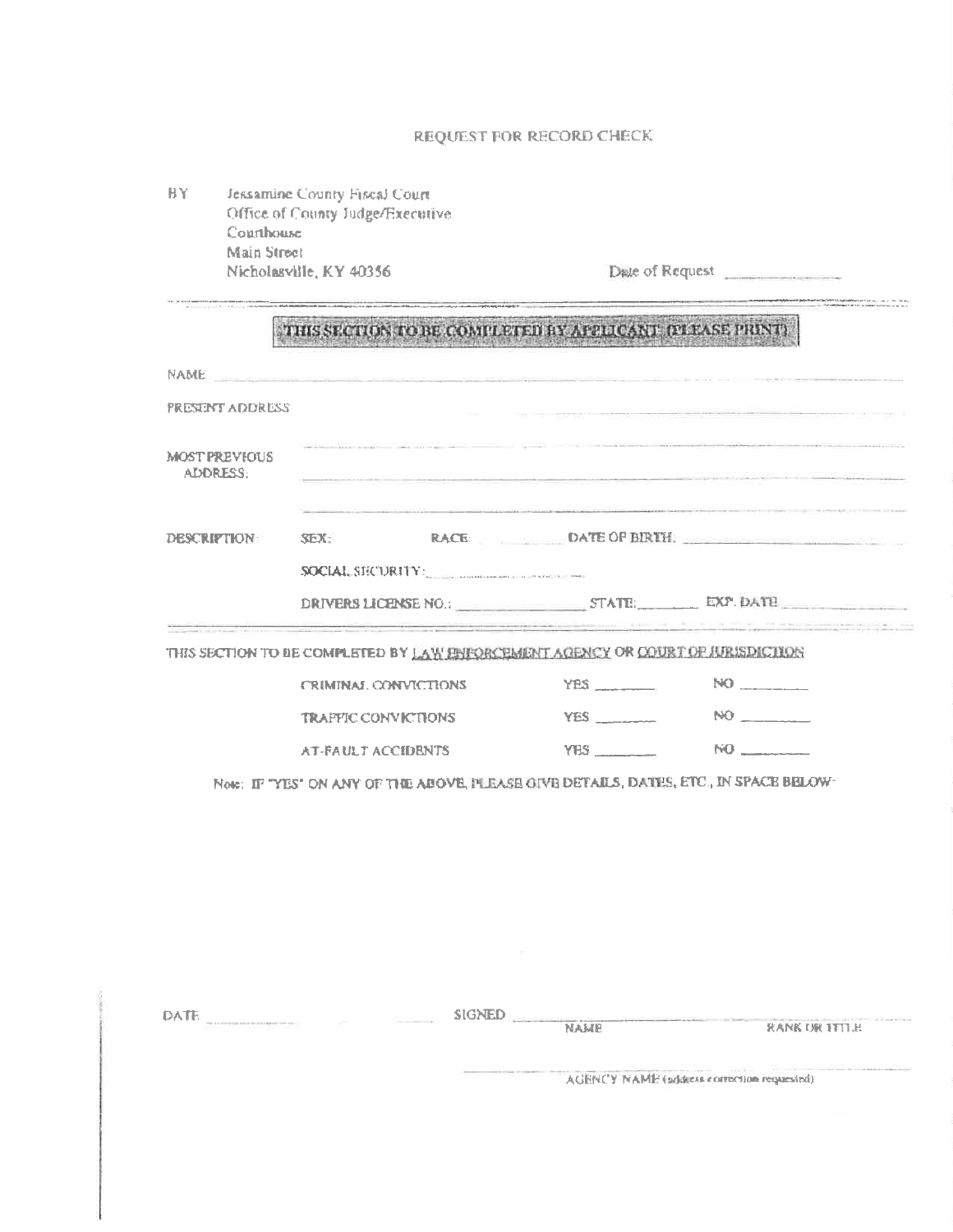# REQUEST FOR RECORD CHECK

BY Jessamine County Fiscal Court
Office of County Judge/Executive
Courthouse
Main Street
Nicholasville, KY 40356

Date of Request ____________

---

**THIS SECTION TO BE COMPLETED BY APPLICANT (PLEASE PRINT)**

NAME ________________________________________________

PRESENT ADDRESS ________________________________________________

MOST PREVIOUS ADDRESS: ________________________________________________

________________________________________________

DESCRIPTION: SEX: ______ RACE: ______ DATE OF BIRTH: ____________

SOCIAL SECURITY: ____________

DRIVERS LICENSE NO.: ____________ STATE: ______ EXP. DATE ____________

---

THIS SECTION TO BE COMPLETED BY LAW ENFORCEMENT AGENCY OR COURT OF JURISDICTION

| | | |
|---|---|---|
| CRIMINAL CONVICTIONS | YES ______ | NO ______ |
| TRAFFIC CONVICTIONS | YES ______ | NO ______ |
| AT-FAULT ACCIDENTS | YES ______ | NO ______ |

Note: IF "YES" ON ANY OF THE ABOVE, PLEASE GIVE DETAILS, DATES, ETC., IN SPACE BELOW:

DATE ____________ SIGNED ________________________________
NAME RANK OR TITLE

________________________________
AGENCY NAME (address correction requested)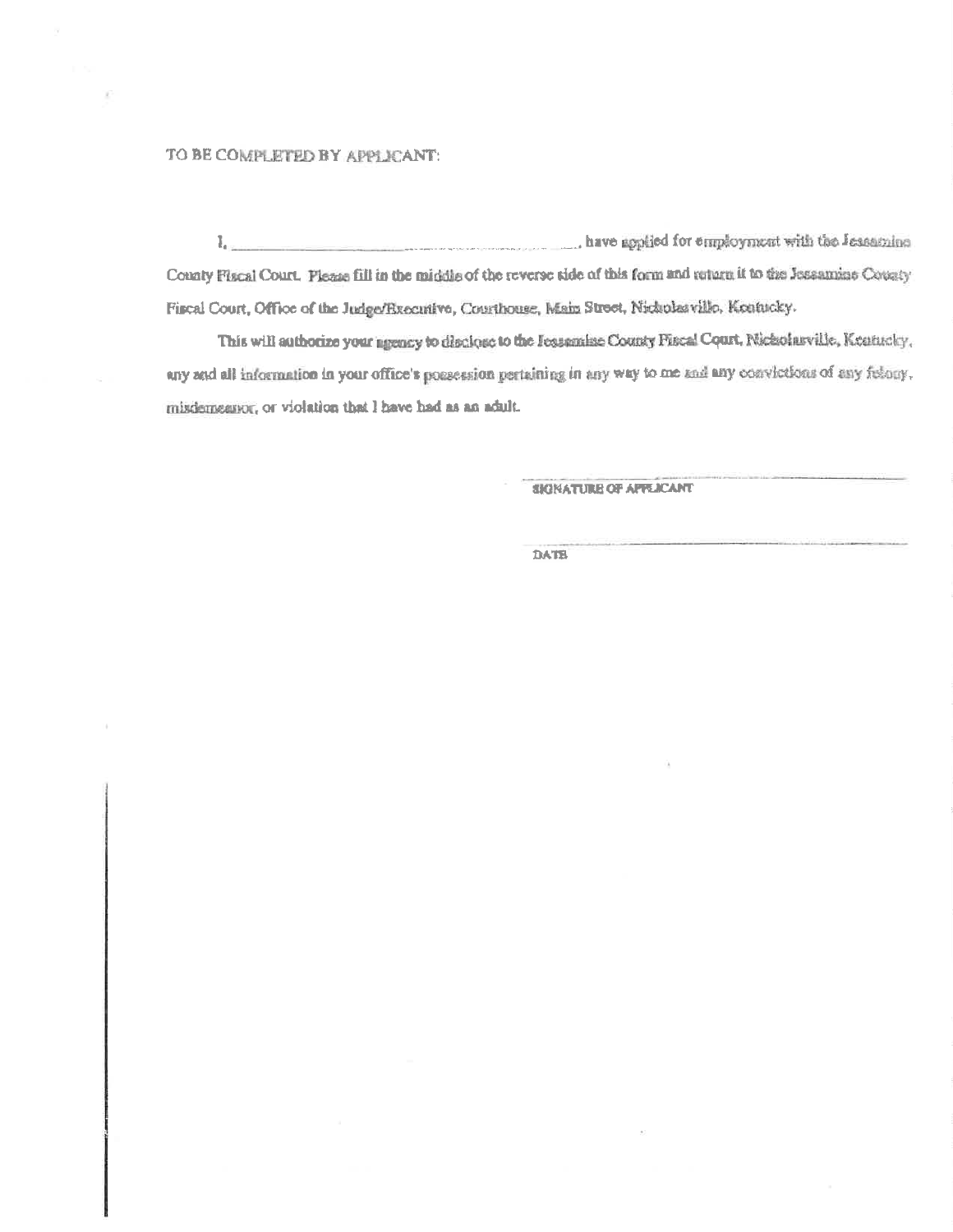TO BE COMPLETED BY APPLICANT:

I, \_\_\_\_\_\_\_\_\_\_\_\_\_\_\_\_\_\_\_\_\_\_\_\_\_\_\_\_\_\_\_\_\_\_\_\_\_\_\_\_\_\_, have applied for employment with the Jessamine County Fiscal Court. Please fill in the middle of the reverse side of this form and return it to the Jessamine County Fiscal Court, Office of the Judge/Executive, Courthouse, Main Street, Nicholasville, Kentucky.

This will authorize your agency to disclose to the Jessamine County Fiscal Court, Nicholasville, Kentucky, any and all information in your office's possession pertaining in any way to me and any convictions of any felony, misdemeanor, or violation that I have had as an adult.

\_\_\_\_\_\_\_\_\_\_\_\_\_\_\_\_\_\_\_\_\_\_\_\_\_\_\_\_\_\_\_\_\_\_\_\_\_\_\_\_
SIGNATURE OF APPLICANT

\_\_\_\_\_\_\_\_\_\_\_\_\_\_\_\_\_\_\_\_\_\_\_\_\_\_\_\_\_\_\_\_\_\_\_\_\_\_\_\_
DATE